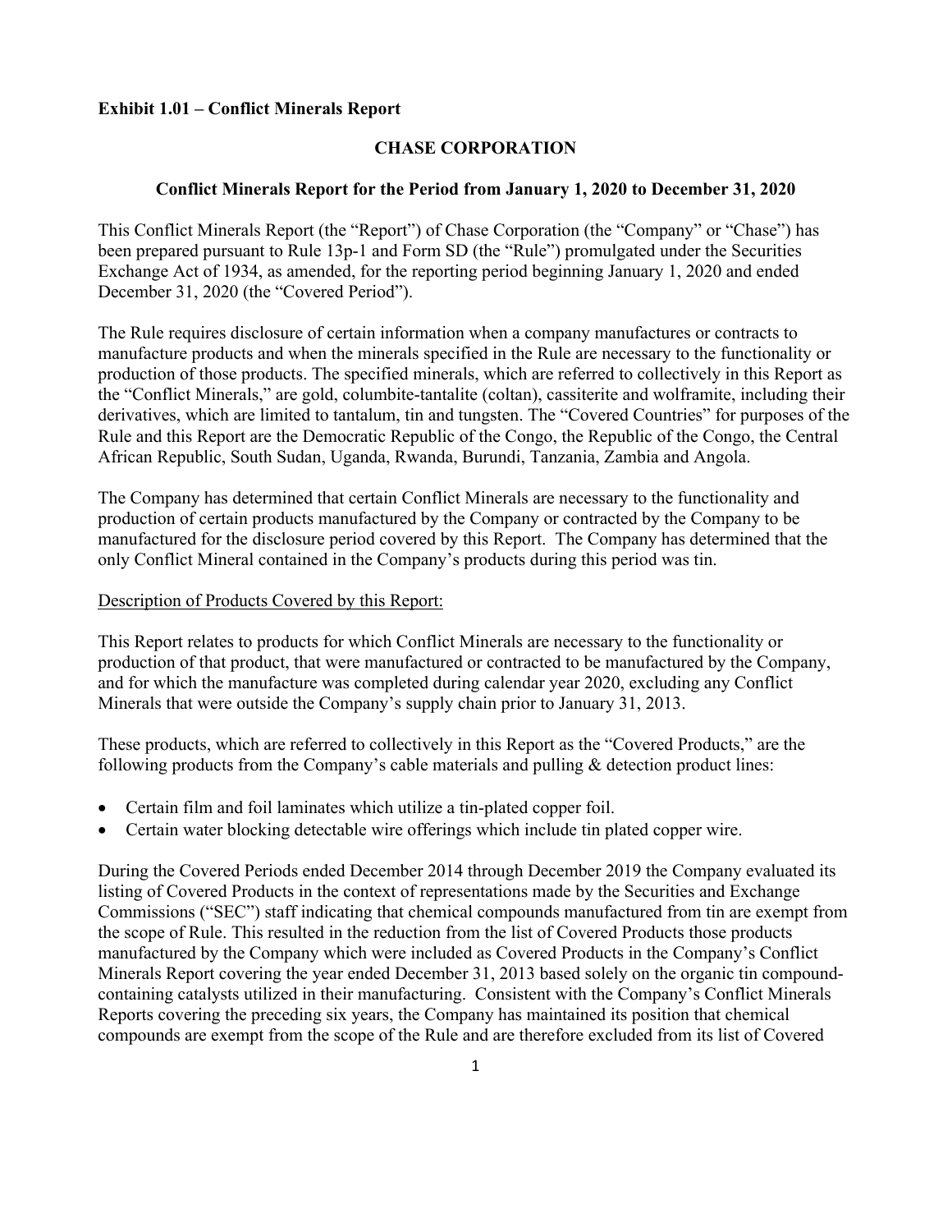**Exhibit 1.01 – Conflict Minerals Report**

# CHASE CORPORATION

## Conflict Minerals Report for the Period from January 1, 2020 to December 31, 2020

This Conflict Minerals Report (the "Report") of Chase Corporation (the "Company" or "Chase") has been prepared pursuant to Rule 13p-1 and Form SD (the "Rule") promulgated under the Securities Exchange Act of 1934, as amended, for the reporting period beginning January 1, 2020 and ended December 31, 2020 (the "Covered Period").

The Rule requires disclosure of certain information when a company manufactures or contracts to manufacture products and when the minerals specified in the Rule are necessary to the functionality or production of those products. The specified minerals, which are referred to collectively in this Report as the "Conflict Minerals," are gold, columbite-tantalite (coltan), cassiterite and wolframite, including their derivatives, which are limited to tantalum, tin and tungsten. The "Covered Countries" for purposes of the Rule and this Report are the Democratic Republic of the Congo, the Republic of the Congo, the Central African Republic, South Sudan, Uganda, Rwanda, Burundi, Tanzania, Zambia and Angola.

The Company has determined that certain Conflict Minerals are necessary to the functionality and production of certain products manufactured by the Company or contracted by the Company to be manufactured for the disclosure period covered by this Report. The Company has determined that the only Conflict Mineral contained in the Company's products during this period was tin.

<u>Description of Products Covered by this Report:</u>

This Report relates to products for which Conflict Minerals are necessary to the functionality or production of that product, that were manufactured or contracted to be manufactured by the Company, and for which the manufacture was completed during calendar year 2020, excluding any Conflict Minerals that were outside the Company's supply chain prior to January 31, 2013.

These products, which are referred to collectively in this Report as the "Covered Products," are the following products from the Company's cable materials and pulling & detection product lines:

- Certain film and foil laminates which utilize a tin-plated copper foil.
- Certain water blocking detectable wire offerings which include tin plated copper wire.

During the Covered Periods ended December 2014 through December 2019 the Company evaluated its listing of Covered Products in the context of representations made by the Securities and Exchange Commissions ("SEC") staff indicating that chemical compounds manufactured from tin are exempt from the scope of Rule. This resulted in the reduction from the list of Covered Products those products manufactured by the Company which were included as Covered Products in the Company's Conflict Minerals Report covering the year ended December 31, 2013 based solely on the organic tin compound-containing catalysts utilized in their manufacturing. Consistent with the Company's Conflict Minerals Reports covering the preceding six years, the Company has maintained its position that chemical compounds are exempt from the scope of the Rule and are therefore excluded from its list of Covered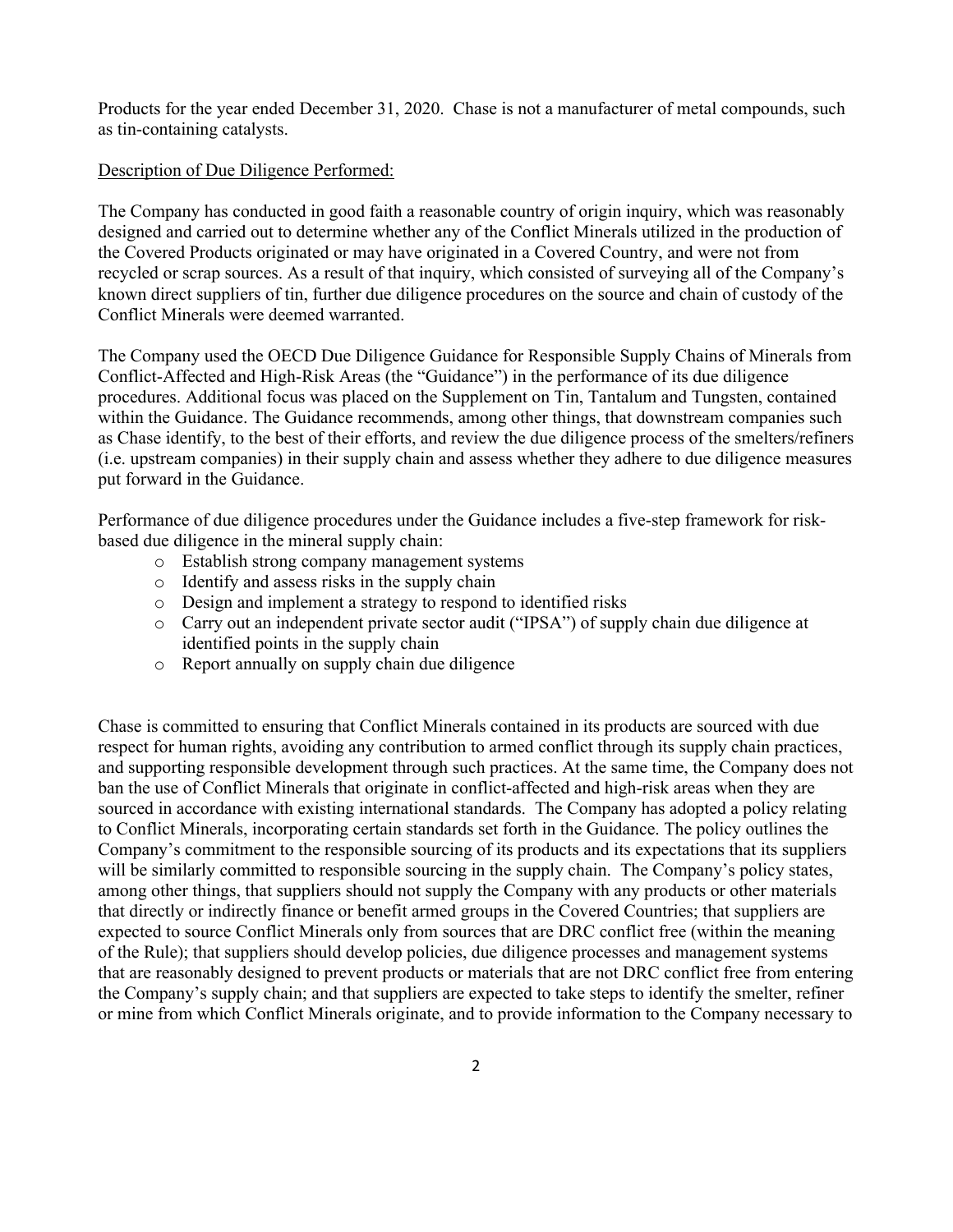Products for the year ended December 31, 2020. Chase is not a manufacturer of metal compounds, such as tin-containing catalysts.

Description of Due Diligence Performed:

The Company has conducted in good faith a reasonable country of origin inquiry, which was reasonably designed and carried out to determine whether any of the Conflict Minerals utilized in the production of the Covered Products originated or may have originated in a Covered Country, and were not from recycled or scrap sources. As a result of that inquiry, which consisted of surveying all of the Company's known direct suppliers of tin, further due diligence procedures on the source and chain of custody of the Conflict Minerals were deemed warranted.

The Company used the OECD Due Diligence Guidance for Responsible Supply Chains of Minerals from Conflict-Affected and High-Risk Areas (the "Guidance") in the performance of its due diligence procedures. Additional focus was placed on the Supplement on Tin, Tantalum and Tungsten, contained within the Guidance. The Guidance recommends, among other things, that downstream companies such as Chase identify, to the best of their efforts, and review the due diligence process of the smelters/refiners (i.e. upstream companies) in their supply chain and assess whether they adhere to due diligence measures put forward in the Guidance.

Performance of due diligence procedures under the Guidance includes a five-step framework for risk-based due diligence in the mineral supply chain:

- Establish strong company management systems
- Identify and assess risks in the supply chain
- Design and implement a strategy to respond to identified risks
- Carry out an independent private sector audit ("IPSA") of supply chain due diligence at identified points in the supply chain
- Report annually on supply chain due diligence

Chase is committed to ensuring that Conflict Minerals contained in its products are sourced with due respect for human rights, avoiding any contribution to armed conflict through its supply chain practices, and supporting responsible development through such practices. At the same time, the Company does not ban the use of Conflict Minerals that originate in conflict-affected and high-risk areas when they are sourced in accordance with existing international standards. The Company has adopted a policy relating to Conflict Minerals, incorporating certain standards set forth in the Guidance. The policy outlines the Company's commitment to the responsible sourcing of its products and its expectations that its suppliers will be similarly committed to responsible sourcing in the supply chain. The Company's policy states, among other things, that suppliers should not supply the Company with any products or other materials that directly or indirectly finance or benefit armed groups in the Covered Countries; that suppliers are expected to source Conflict Minerals only from sources that are DRC conflict free (within the meaning of the Rule); that suppliers should develop policies, due diligence processes and management systems that are reasonably designed to prevent products or materials that are not DRC conflict free from entering the Company's supply chain; and that suppliers are expected to take steps to identify the smelter, refiner or mine from which Conflict Minerals originate, and to provide information to the Company necessary to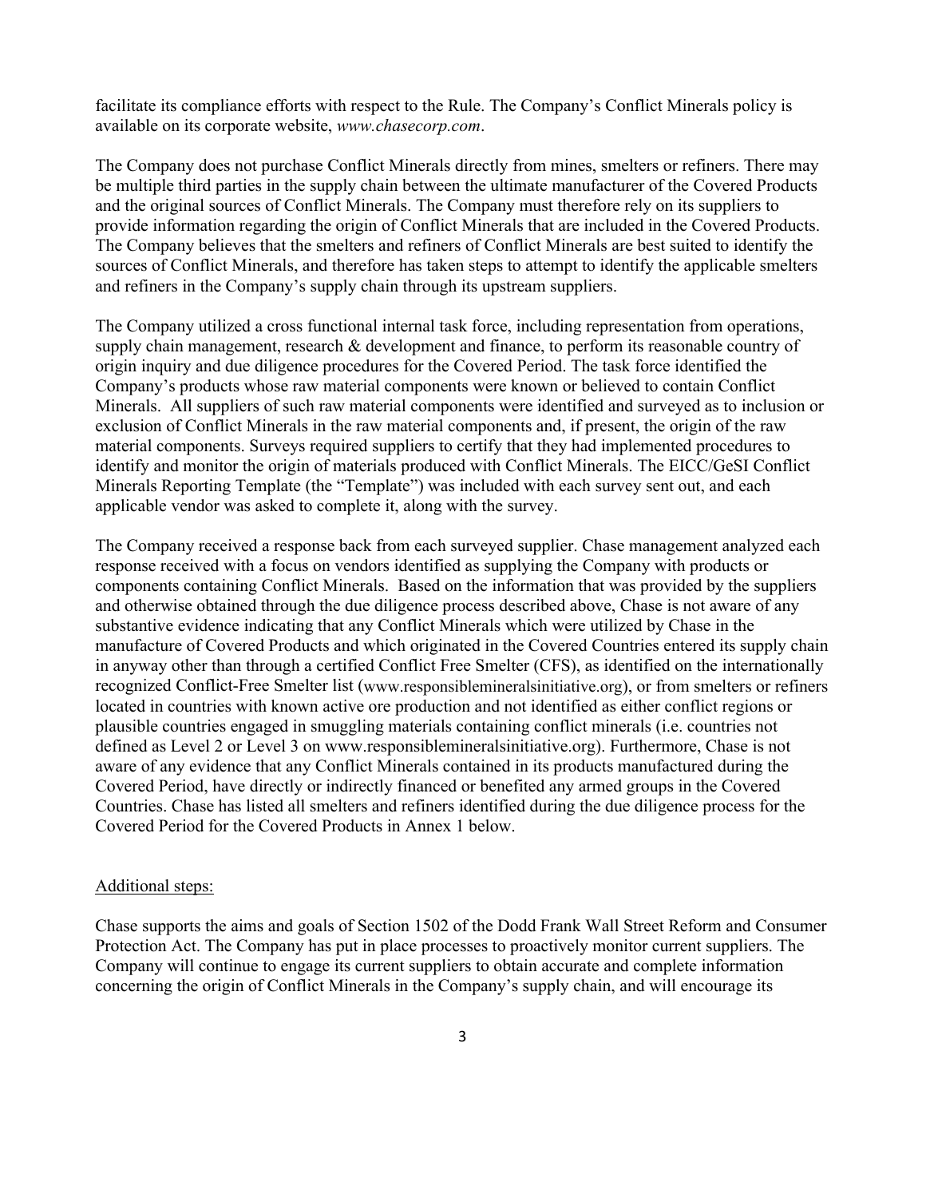facilitate its compliance efforts with respect to the Rule. The Company's Conflict Minerals policy is available on its corporate website, *www.chasecorp.com*.

The Company does not purchase Conflict Minerals directly from mines, smelters or refiners. There may be multiple third parties in the supply chain between the ultimate manufacturer of the Covered Products and the original sources of Conflict Minerals. The Company must therefore rely on its suppliers to provide information regarding the origin of Conflict Minerals that are included in the Covered Products. The Company believes that the smelters and refiners of Conflict Minerals are best suited to identify the sources of Conflict Minerals, and therefore has taken steps to attempt to identify the applicable smelters and refiners in the Company's supply chain through its upstream suppliers.

The Company utilized a cross functional internal task force, including representation from operations, supply chain management, research & development and finance, to perform its reasonable country of origin inquiry and due diligence procedures for the Covered Period. The task force identified the Company's products whose raw material components were known or believed to contain Conflict Minerals. All suppliers of such raw material components were identified and surveyed as to inclusion or exclusion of Conflict Minerals in the raw material components and, if present, the origin of the raw material components. Surveys required suppliers to certify that they had implemented procedures to identify and monitor the origin of materials produced with Conflict Minerals. The EICC/GeSI Conflict Minerals Reporting Template (the "Template") was included with each survey sent out, and each applicable vendor was asked to complete it, along with the survey.

The Company received a response back from each surveyed supplier. Chase management analyzed each response received with a focus on vendors identified as supplying the Company with products or components containing Conflict Minerals. Based on the information that was provided by the suppliers and otherwise obtained through the due diligence process described above, Chase is not aware of any substantive evidence indicating that any Conflict Minerals which were utilized by Chase in the manufacture of Covered Products and which originated in the Covered Countries entered its supply chain in anyway other than through a certified Conflict Free Smelter (CFS), as identified on the internationally recognized Conflict-Free Smelter list (www.responsiblemineralsinitiative.org), or from smelters or refiners located in countries with known active ore production and not identified as either conflict regions or plausible countries engaged in smuggling materials containing conflict minerals (i.e. countries not defined as Level 2 or Level 3 on www.responsiblemineralsinitiative.org). Furthermore, Chase is not aware of any evidence that any Conflict Minerals contained in its products manufactured during the Covered Period, have directly or indirectly financed or benefited any armed groups in the Covered Countries. Chase has listed all smelters and refiners identified during the due diligence process for the Covered Period for the Covered Products in Annex 1 below.

Additional steps:

Chase supports the aims and goals of Section 1502 of the Dodd Frank Wall Street Reform and Consumer Protection Act. The Company has put in place processes to proactively monitor current suppliers. The Company will continue to engage its current suppliers to obtain accurate and complete information concerning the origin of Conflict Minerals in the Company's supply chain, and will encourage its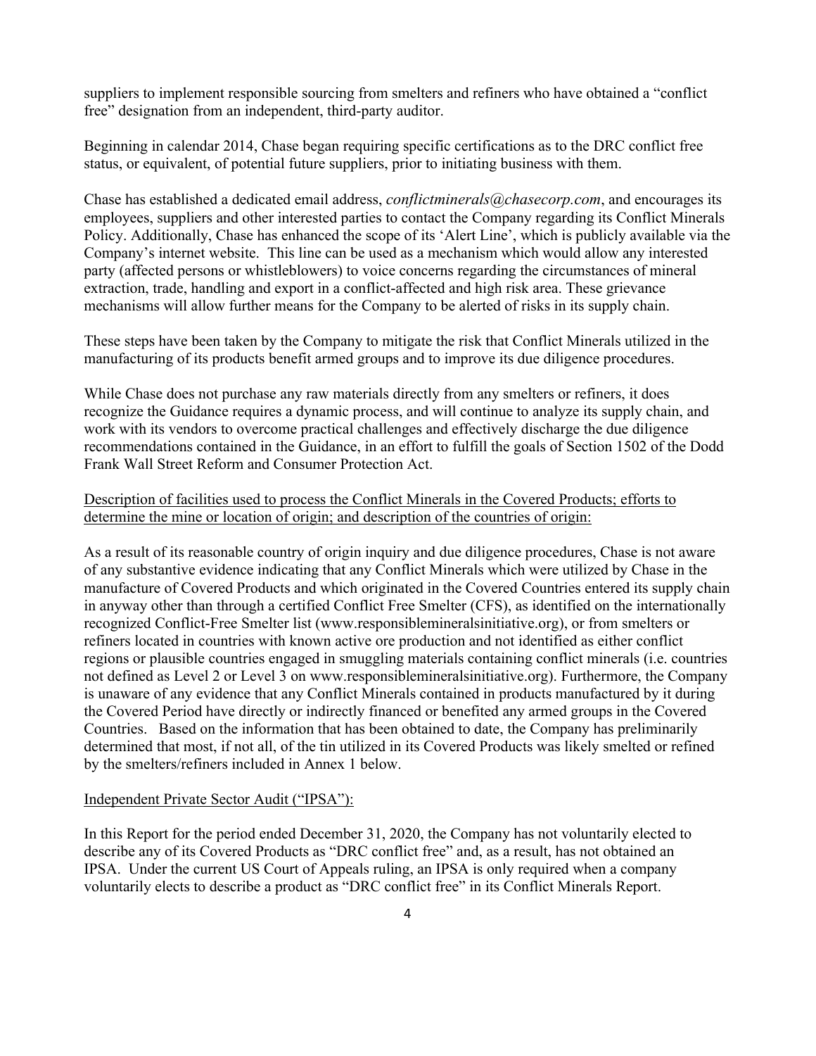suppliers to implement responsible sourcing from smelters and refiners who have obtained a "conflict free" designation from an independent, third-party auditor.

Beginning in calendar 2014, Chase began requiring specific certifications as to the DRC conflict free status, or equivalent, of potential future suppliers, prior to initiating business with them.

Chase has established a dedicated email address, *conflictminerals@chasecorp.com*, and encourages its employees, suppliers and other interested parties to contact the Company regarding its Conflict Minerals Policy. Additionally, Chase has enhanced the scope of its 'Alert Line', which is publicly available via the Company's internet website. This line can be used as a mechanism which would allow any interested party (affected persons or whistleblowers) to voice concerns regarding the circumstances of mineral extraction, trade, handling and export in a conflict-affected and high risk area. These grievance mechanisms will allow further means for the Company to be alerted of risks in its supply chain.

These steps have been taken by the Company to mitigate the risk that Conflict Minerals utilized in the manufacturing of its products benefit armed groups and to improve its due diligence procedures.

While Chase does not purchase any raw materials directly from any smelters or refiners, it does recognize the Guidance requires a dynamic process, and will continue to analyze its supply chain, and work with its vendors to overcome practical challenges and effectively discharge the due diligence recommendations contained in the Guidance, in an effort to fulfill the goals of Section 1502 of the Dodd Frank Wall Street Reform and Consumer Protection Act.

<u>Description of facilities used to process the Conflict Minerals in the Covered Products; efforts to determine the mine or location of origin; and description of the countries of origin:</u>

As a result of its reasonable country of origin inquiry and due diligence procedures, Chase is not aware of any substantive evidence indicating that any Conflict Minerals which were utilized by Chase in the manufacture of Covered Products and which originated in the Covered Countries entered its supply chain in anyway other than through a certified Conflict Free Smelter (CFS), as identified on the internationally recognized Conflict-Free Smelter list (www.responsiblemineralsinitiative.org), or from smelters or refiners located in countries with known active ore production and not identified as either conflict regions or plausible countries engaged in smuggling materials containing conflict minerals (i.e. countries not defined as Level 2 or Level 3 on www.responsiblemineralsinitiative.org). Furthermore, the Company is unaware of any evidence that any Conflict Minerals contained in products manufactured by it during the Covered Period have directly or indirectly financed or benefited any armed groups in the Covered Countries. Based on the information that has been obtained to date, the Company has preliminarily determined that most, if not all, of the tin utilized in its Covered Products was likely smelted or refined by the smelters/refiners included in Annex 1 below.

<u>Independent Private Sector Audit ("IPSA"):</u>

In this Report for the period ended December 31, 2020, the Company has not voluntarily elected to describe any of its Covered Products as "DRC conflict free" and, as a result, has not obtained an IPSA. Under the current US Court of Appeals ruling, an IPSA is only required when a company voluntarily elects to describe a product as "DRC conflict free" in its Conflict Minerals Report.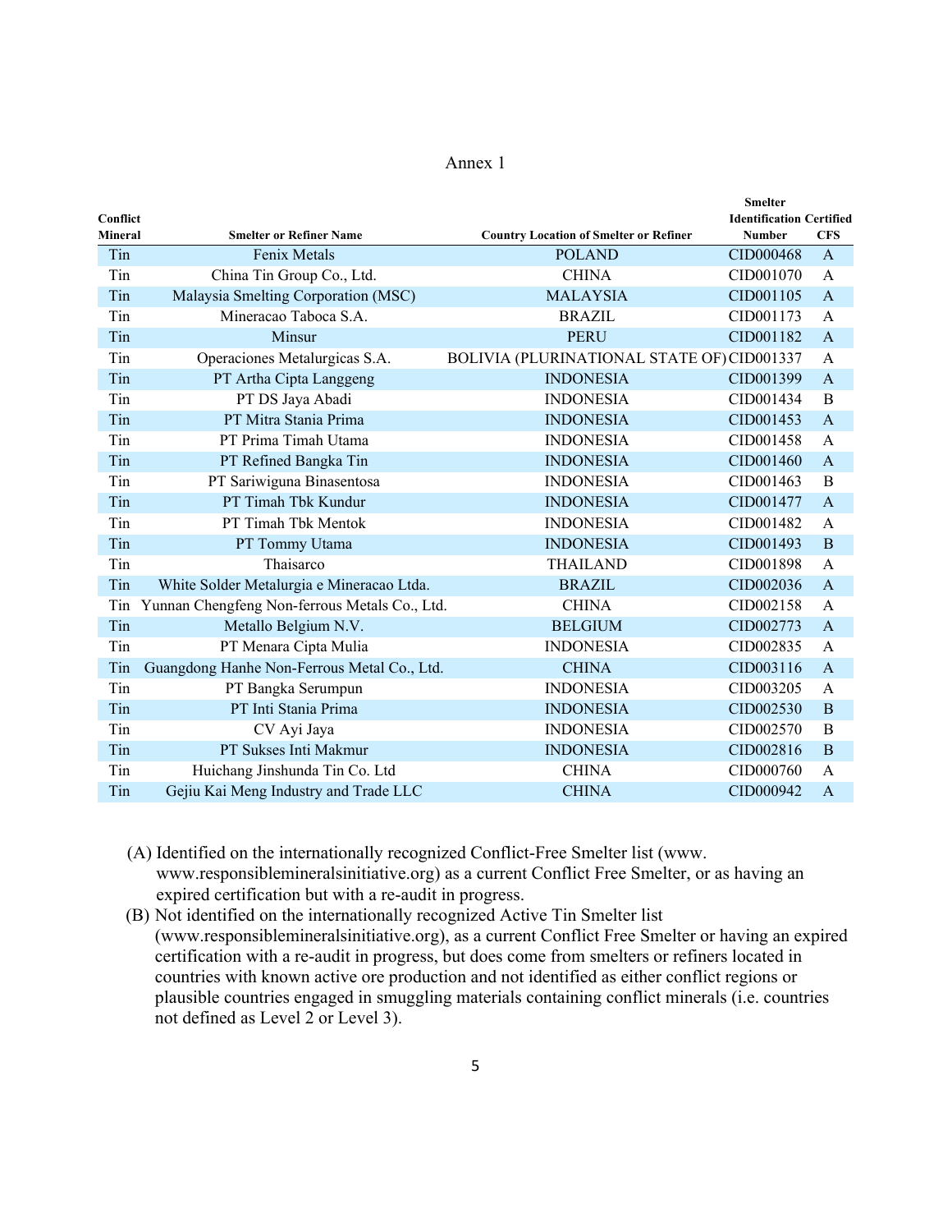Annex 1

| Conflict Mineral | Smelter or Refiner Name | Country Location of Smelter or Refiner | Smelter Identification Number | Certified CFS |
|---|---|---|---|---|
| Tin | Fenix Metals | POLAND | CID000468 | A |
| Tin | China Tin Group Co., Ltd. | CHINA | CID001070 | A |
| Tin | Malaysia Smelting Corporation (MSC) | MALAYSIA | CID001105 | A |
| Tin | Mineracao Taboca S.A. | BRAZIL | CID001173 | A |
| Tin | Minsur | PERU | CID001182 | A |
| Tin | Operaciones Metalurgicas S.A. | BOLIVIA (PLURINATIONAL STATE OF) | CID001337 | A |
| Tin | PT Artha Cipta Langgeng | INDONESIA | CID001399 | A |
| Tin | PT DS Jaya Abadi | INDONESIA | CID001434 | B |
| Tin | PT Mitra Stania Prima | INDONESIA | CID001453 | A |
| Tin | PT Prima Timah Utama | INDONESIA | CID001458 | A |
| Tin | PT Refined Bangka Tin | INDONESIA | CID001460 | A |
| Tin | PT Sariwiguna Binasentosa | INDONESIA | CID001463 | B |
| Tin | PT Timah Tbk Kundur | INDONESIA | CID001477 | A |
| Tin | PT Timah Tbk Mentok | INDONESIA | CID001482 | A |
| Tin | PT Tommy Utama | INDONESIA | CID001493 | B |
| Tin | Thaisarco | THAILAND | CID001898 | A |
| Tin | White Solder Metalurgia e Mineracao Ltda. | BRAZIL | CID002036 | A |
| Tin | Yunnan Chengfeng Non-ferrous Metals Co., Ltd. | CHINA | CID002158 | A |
| Tin | Metallo Belgium N.V. | BELGIUM | CID002773 | A |
| Tin | PT Menara Cipta Mulia | INDONESIA | CID002835 | A |
| Tin | Guangdong Hanhe Non-Ferrous Metal Co., Ltd. | CHINA | CID003116 | A |
| Tin | PT Bangka Serumpun | INDONESIA | CID003205 | A |
| Tin | PT Inti Stania Prima | INDONESIA | CID002530 | B |
| Tin | CV Ayi Jaya | INDONESIA | CID002570 | B |
| Tin | PT Sukses Inti Makmur | INDONESIA | CID002816 | B |
| Tin | Huichang Jinshunda Tin Co. Ltd | CHINA | CID000760 | A |
| Tin | Gejiu Kai Meng Industry and Trade LLC | CHINA | CID000942 | A |

(A) Identified on the internationally recognized Conflict-Free Smelter list (www. www.responsiblemineralsinitiative.org) as a current Conflict Free Smelter, or as having an expired certification but with a re-audit in progress.

(B) Not identified on the internationally recognized Active Tin Smelter list (www.responsiblemineralsinitiative.org), as a current Conflict Free Smelter or having an expired certification with a re-audit in progress, but does come from smelters or refiners located in countries with known active ore production and not identified as either conflict regions or plausible countries engaged in smuggling materials containing conflict minerals (i.e. countries not defined as Level 2 or Level 3).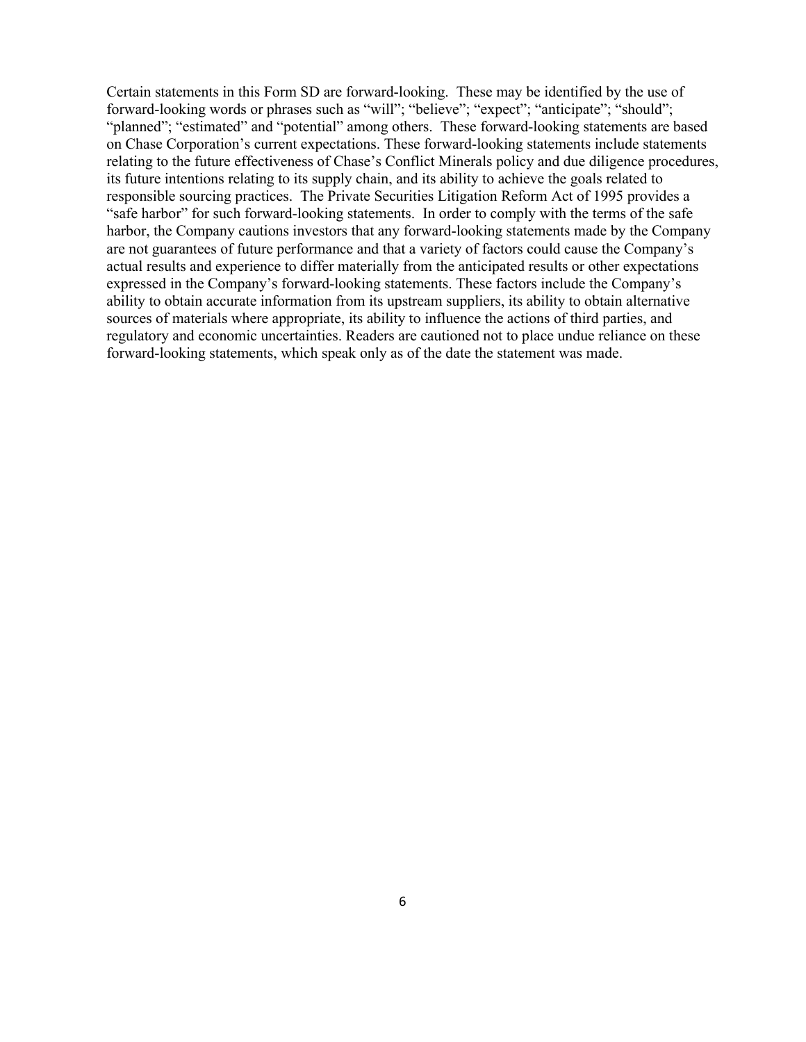Certain statements in this Form SD are forward-looking. These may be identified by the use of forward-looking words or phrases such as "will"; "believe"; "expect"; "anticipate"; "should"; "planned"; "estimated" and "potential" among others. These forward-looking statements are based on Chase Corporation's current expectations. These forward-looking statements include statements relating to the future effectiveness of Chase's Conflict Minerals policy and due diligence procedures, its future intentions relating to its supply chain, and its ability to achieve the goals related to responsible sourcing practices. The Private Securities Litigation Reform Act of 1995 provides a "safe harbor" for such forward-looking statements. In order to comply with the terms of the safe harbor, the Company cautions investors that any forward-looking statements made by the Company are not guarantees of future performance and that a variety of factors could cause the Company's actual results and experience to differ materially from the anticipated results or other expectations expressed in the Company's forward-looking statements. These factors include the Company's ability to obtain accurate information from its upstream suppliers, its ability to obtain alternative sources of materials where appropriate, its ability to influence the actions of third parties, and regulatory and economic uncertainties. Readers are cautioned not to place undue reliance on these forward-looking statements, which speak only as of the date the statement was made.